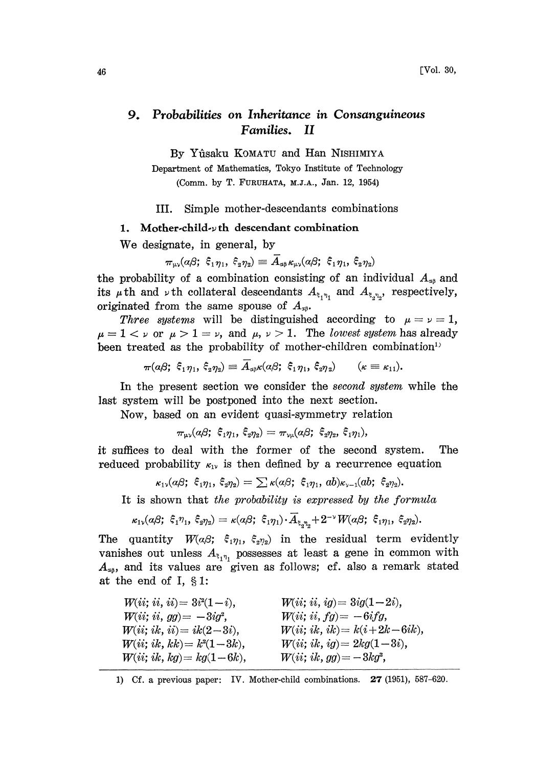# 9. *Probabilities on Inheritance in Consanguineous Families.* II

By Yûsaku KOMATU and Han NISHIMIYA

Department of Mathematics, Tokyo Institute of Technology

(Comm. by T. FURUHATA, M.J.A., Jan. 12, 1954)

## III. Simple mother-descendants combinations

### 1. Mother-child-$\nu$th descendant combination

We designate, in general, by

$$\pi_{\mu\nu}(\alpha\beta;\ \xi_1\eta_1,\ \xi_2\eta_2) \equiv \bar{A}_{\alpha\beta}\kappa_{\mu\nu}(\alpha\beta;\ \xi_1\eta_1,\ \xi_2\eta_2)$$

the probability of a combination consisting of an individual $A_{\alpha\beta}$ and its $\mu$th and $\nu$th collateral descendants $A_{\xi_1\eta_1}$ and $A_{\xi_2\eta_2}$, respectively, originated from the same spouse of $A_{\alpha\beta}$.

*Three systems* will be distinguished according to $\mu = \nu = 1$, $\mu = 1 < \nu$ or $\mu > 1 = \nu$, and $\mu,\ \nu > 1$. The *lowest system* has already been treated as the probability of mother-children combination[1]

$$\pi(\alpha\beta;\ \xi_1\eta_1,\ \xi_2\eta_2) \equiv \bar{A}_{\alpha\beta}\kappa(\alpha\beta;\ \xi_1\eta_1,\ \xi_2\eta_2) \qquad (\kappa \equiv \kappa_{11}).$$

In the present section we consider the *second system* while the last system will be postponed into the next section.

Now, based on an evident quasi-symmetry relation

$$\pi_{\mu\nu}(\alpha\beta;\ \xi_1\eta_1,\ \xi_2\eta_2) = \pi_{\nu\mu}(\alpha\beta;\ \xi_2\eta_2,\ \xi_1\eta_1),$$

it suffices to deal with the former of the second system. The reduced probability $\kappa_{1\nu}$ is then defined by a recurrence equation

$$\kappa_{1\nu}(\alpha\beta;\ \xi_1\eta_1,\ \xi_2\eta_2) = \sum \kappa(\alpha\beta;\ \xi_1\eta_1,\ ab)\kappa_{\nu-1}(ab;\ \xi_2\eta_2).$$

It is shown that *the probability is expressed by the formula*

$$\kappa_{1\nu}(\alpha\beta;\ \xi_1\eta_1,\ \xi_2\eta_2) = \kappa(\alpha\beta;\ \xi_1\eta_1)\cdot\bar{A}_{\xi_2\eta_2} + 2^{-\nu}W(\alpha\beta;\ \xi_1\eta_1,\ \xi_2\eta_2).$$

The quantity $W(\alpha\beta;\ \xi_1\eta_1,\ \xi_2\eta_2)$ in the residual term evidently vanishes out unless $A_{\xi_1\eta_1}$ possesses at least a gene in common with $A_{\alpha\beta}$, and its values are given as follows; cf. also a remark stated at the end of I, § 1:

$$W(ii;\ ii,\ ii) = 3i^2(1-i), \qquad W(ii;\ ii,\ ig) = 3ig(1-2i),$$
$$W(ii;\ ii,\ gg) = -3ig^2, \qquad W(ii;\ ii,\ fg) = -6ifg,$$
$$W(ii;\ ik,\ ii) = ik(2-3i), \qquad W(ii;\ ik,\ ik) = k(i+2k-6ik),$$
$$W(ii;\ ik,\ kk) = k^2(1-3k), \qquad W(ii;\ ik,\ ig) = 2kg(1-3i),$$
$$W(ii;\ ik,\ kg) = kg(1-6k), \qquad W(ii;\ ik,\ gg) = -3kg^2,$$

---

1) Cf. a previous paper: IV. Mother-child combinations. **27** (1951), 587–620.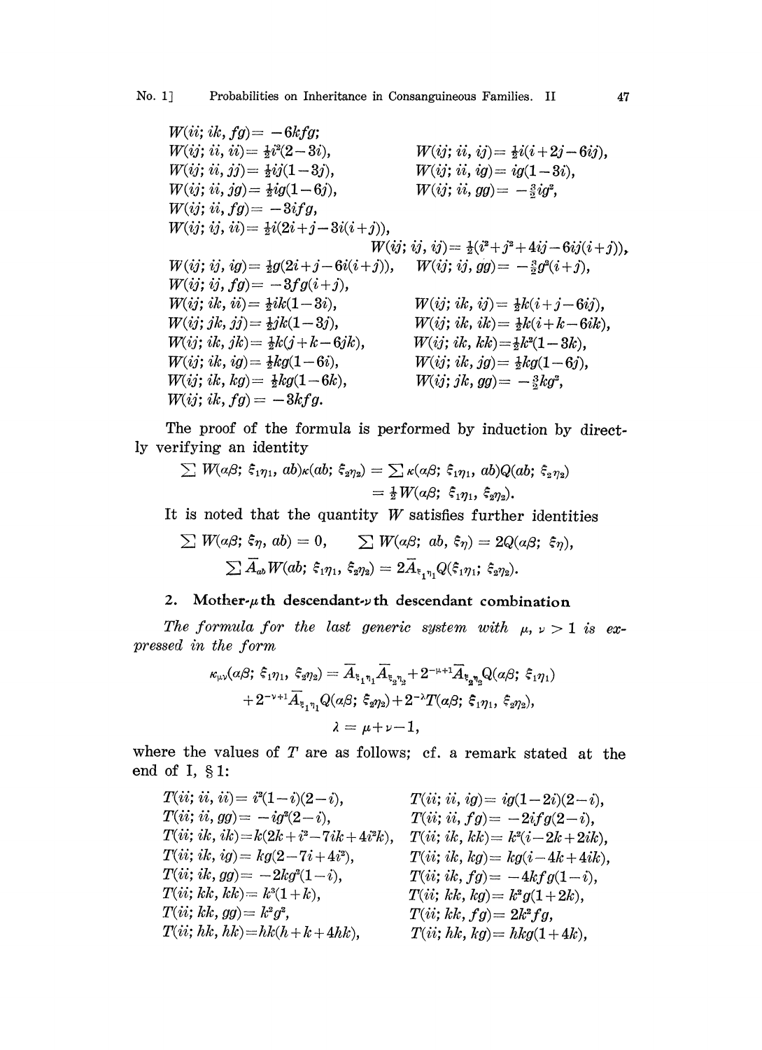$W(ii;\, ik,\, fg) = -6kfg;$

$W(ij;\, ii,\, ii) = \frac{1}{2}i^2(2-3i),$ $\qquad W(ij;\, ii,\, ij) = \frac{1}{2}i(i+2j-6ij),$

$W(ij;\, ii,\, jj) = \frac{1}{2}ij(1-3j),$ $\qquad W(ij;\, ii,\, ig) = ig(1-3i),$

$W(ij;\, ii,\, jg) = \frac{1}{2}ig(1-6j),$ $\qquad W(ij;\, ii,\, gg) = -\frac{3}{2}ig^2,$

$W(ij;\, ii,\, fg) = -3ifg,$

$W(ij;\, ij,\, ii) = \frac{1}{2}i(2i+j-3i(i+j)),$

$W(ij;\, ij,\, ij) = \frac{1}{2}(i^2+j^2+4ij-6ij(i+j)),$

$W(ij;\, ij,\, ig) = \frac{1}{2}g(2i+j-6i(i+j)),$ $\qquad W(ij;\, ij,\, gg) = -\frac{3}{2}g^2(i+j),$

$W(ij;\, ij,\, fg) = -3fg(i+j),$

$W(ij;\, ik,\, ii) = \frac{1}{2}ik(1-3i),$ $\qquad W(ij;\, ik,\, ij) = \frac{1}{2}k(i+j-6ij),$

$W(ij;\, jk,\, jj) = \frac{1}{2}jk(1-3j),$ $\qquad W(ij;\, ik,\, ik) = \frac{1}{2}k(i+k-6ik),$

$W(ij;\, ik,\, jk) = \frac{1}{2}k(j+k-6jk),$ $\qquad W(ij;\, ik,\, kk) = \frac{1}{2}k^2(1-3k),$

$W(ij;\, ik,\, ig) = \frac{1}{2}kg(1-6i),$ $\qquad W(ij;\, ik,\, jg) = \frac{1}{2}kg(1-6j),$

$W(ij;\, ik,\, kg) = \frac{1}{2}kg(1-6k),$ $\qquad W(ij;\, jk,\, gg) = -\frac{3}{2}kg^2,$

$W(ij;\, ik,\, fg) = -3kfg.$

The proof of the formula is performed by induction by directly verifying an identity

$$\sum W(\alpha\beta;\, \xi_1\eta_1,\, ab)\kappa(ab;\, \xi_2\eta_2) = \sum \kappa(\alpha\beta;\, \xi_1\eta_1,\, ab)Q(ab;\, \xi_2\eta_2)$$
$$= \tfrac{1}{2}W(\alpha\beta;\, \xi_1\eta_1,\, \xi_2\eta_2).$$

It is noted that the quantity $W$ satisfies further identities

$$\sum W(\alpha\beta;\, \xi\eta,\, ab) = 0, \qquad \sum W(\alpha\beta;\, ab,\, \xi\eta) = 2Q(\alpha\beta;\, \xi\eta),$$
$$\sum \overline{A}_{ab} W(ab;\, \xi_1\eta_1,\, \xi_2\eta_2) = 2\overline{A}_{\xi_1\eta_1} Q(\xi_1\eta_1;\, \xi_2\eta_2).$$

## 2. Mother-$\mu$th descendant-$\nu$th descendant combination

*The formula for the last generic system with $\mu, \nu > 1$ is expressed in the form*

$$\kappa_{\mu\nu}(\alpha\beta;\, \xi_1\eta_1,\, \xi_2\eta_2) = \overline{A}_{\xi_1\eta_1}\overline{A}_{\xi_2\eta_2} + 2^{-\mu+1}\overline{A}_{\xi_2\eta_2}Q(\alpha\beta;\, \xi_1\eta_1)$$
$$+ 2^{-\nu+1}\overline{A}_{\xi_1\eta_1}Q(\alpha\beta;\, \xi_2\eta_2) + 2^{-\lambda}T(\alpha\beta;\, \xi_1\eta_1,\, \xi_2\eta_2),$$
$$\lambda = \mu+\nu-1,$$

where the values of $T$ are as follows; cf. a remark stated at the end of I, § 1:

$T(ii;\, ii,\, ii) = i^2(1-i)(2-i),$ $\qquad T(ii;\, ii,\, ig) = ig(1-2i)(2-i),$

$T(ii;\, ii,\, gg) = -ig^2(2-i),$ $\qquad T(ii;\, ii,\, fg) = -2ifg(2-i),$

$T(ii;\, ik,\, ik) = k(2k+i^2-7ik+4i^2k),$ $\qquad T(ii;\, ik,\, kk) = k^2(i-2k+2ik),$

$T(ii;\, ik,\, ig) = kg(2-7i+4i^2),$ $\qquad T(ii;\, ik,\, kg) = kg(i-4k+4ik),$

$T(ii;\, ik,\, gg) = -2kg^2(1-i),$ $\qquad T(ii;\, ik,\, fg) = -4kfg(1-i),$

$T(ii;\, kk,\, kk) = k^3(1+k),$ $\qquad T(ii;\, kk,\, kg) = k^2g(1+2k),$

$T(ii;\, kk,\, gg) = k^2g^2,$ $\qquad T(ii;\, kk,\, fg) = 2k^2fg,$

$T(ii;\, hk,\, hk) = hk(h+k+4hk),$ $\qquad T(ii;\, hk,\, kg) = hkg(1+4k),$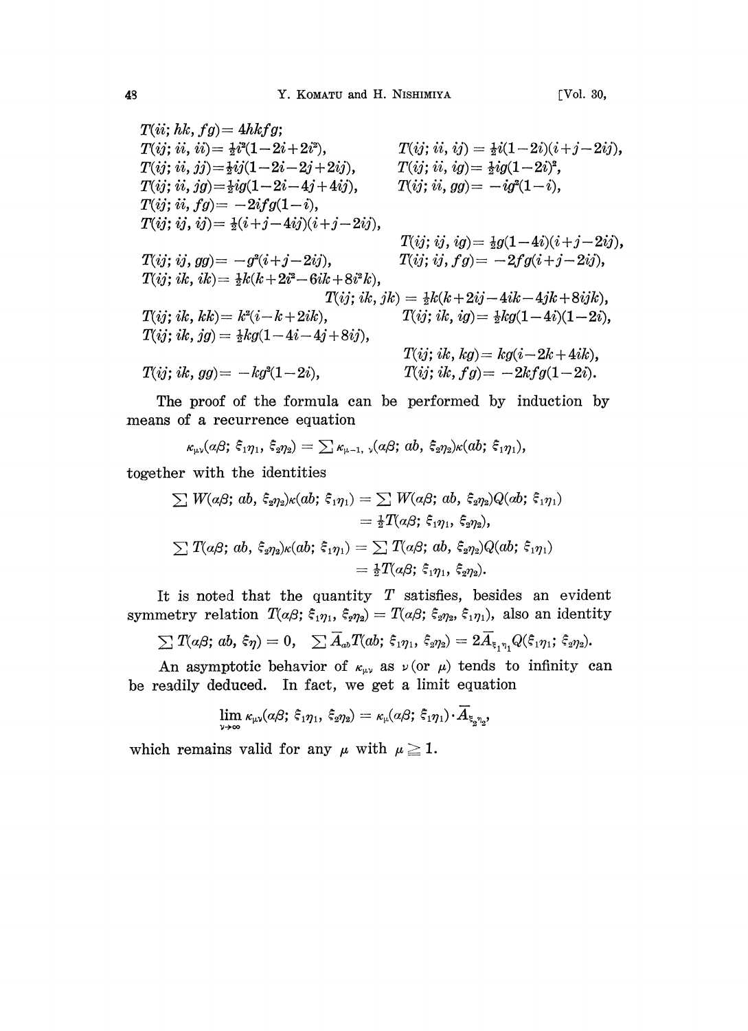$T(ii; hk, fg) = 4hkfg;$

$T(ij; ii, ii) = \frac{1}{2}i^2(1-2i+2i^2),$ $\qquad T(ij; ii, ij) = \frac{1}{2}i(1-2i)(i+j-2ij),$

$T(ij; ii, jj) = \frac{1}{2}ij(1-2i-2j+2ij),$ $\qquad T(ij; ii, ig) = \frac{1}{2}ig(1-2i)^2,$

$T(ij; ii, jg) = \frac{1}{2}ig(1-2i-4j+4ij),$ $\qquad T(ij; ii, gg) = -ig^2(1-i),$

$T(ij; ii, fg) = -2ifg(1-i),$

$T(ij; ij, ij) = \frac{1}{2}(i+j-4ij)(i+j-2ij),$

$T(ij; ij, ig) = \frac{1}{2}g(1-4i)(i+j-2ij),$

$T(ij; ij, gg) = -g^2(i+j-2ij),$ $\qquad T(ij; ij, fg) = -2fg(i+j-2ij),$

$T(ij; ik, ik) = \frac{1}{2}k(k+2i^2-6ik+8i^2k),$

$T(ij; ik, jk) = \frac{1}{2}k(k+2ij-4ik-4jk+8ijk),$

$T(ij; ik, kk) = k^2(i-k+2ik),$ $\qquad T(ij; ik, ig) = \frac{1}{2}kg(1-4i)(1-2i),$

$T(ij; ik, jg) = \frac{1}{2}kg(1-4i-4j+8ij),$

$T(ij; ik, kg) = kg(i-2k+4ik),$

$T(ij; ik, gg) = -kg^2(1-2i),$ $\qquad T(ij; ik, fg) = -2kfg(1-2i).$

The proof of the formula can be performed by induction by means of a recurrence equation

$$\kappa_{\mu\nu}(\alpha\beta;\, \xi_1\eta_1,\, \xi_2\eta_2) = \sum \kappa_{\mu-1,\,\nu}(\alpha\beta;\, ab,\, \xi_2\eta_2)\kappa(ab;\, \xi_1\eta_1),$$

together with the identities

$$\sum W(\alpha\beta;\, ab,\, \xi_2\eta_2)\kappa(ab;\, \xi_1\eta_1) = \sum W(\alpha\beta;\, ab,\, \xi_2\eta_2)Q(ab;\, \xi_1\eta_1) = \tfrac{1}{2}T(\alpha\beta;\, \xi_1\eta_1,\, \xi_2\eta_2),$$

$$\sum T(\alpha\beta;\, ab,\, \xi_2\eta_2)\kappa(ab;\, \xi_1\eta_1) = \sum T(\alpha\beta;\, ab,\, \xi_2\eta_2)Q(ab;\, \xi_1\eta_1) = \tfrac{1}{2}T(\alpha\beta;\, \xi_1\eta_1,\, \xi_2\eta_2).$$

It is noted that the quantity $T$ satisfies, besides an evident symmetry relation $T(\alpha\beta;\, \xi_1\eta_1,\, \xi_2\eta_2) = T(\alpha\beta;\, \xi_2\eta_2,\, \xi_1\eta_1)$, also an identity

$$\sum T(\alpha\beta;\, ab,\, \xi\eta) = 0, \quad \sum \overline{A}_{ab}T(ab;\, \xi_1\eta_1,\, \xi_2\eta_2) = 2\overline{A}_{\xi_1\eta_1}Q(\xi_1\eta_1;\, \xi_2\eta_2).$$

An asymptotic behavior of $\kappa_{\mu\nu}$ as $\nu$ (or $\mu$) tends to infinity can be readily deduced. In fact, we get a limit equation

$$\lim_{\nu\to\infty} \kappa_{\mu\nu}(\alpha\beta;\, \xi_1\eta_1,\, \xi_2\eta_2) = \kappa_\mu(\alpha\beta;\, \xi_1\eta_1)\cdot \overline{A}_{\xi_2\eta_2},$$

which remains valid for any $\mu$ with $\mu \geqq 1$.